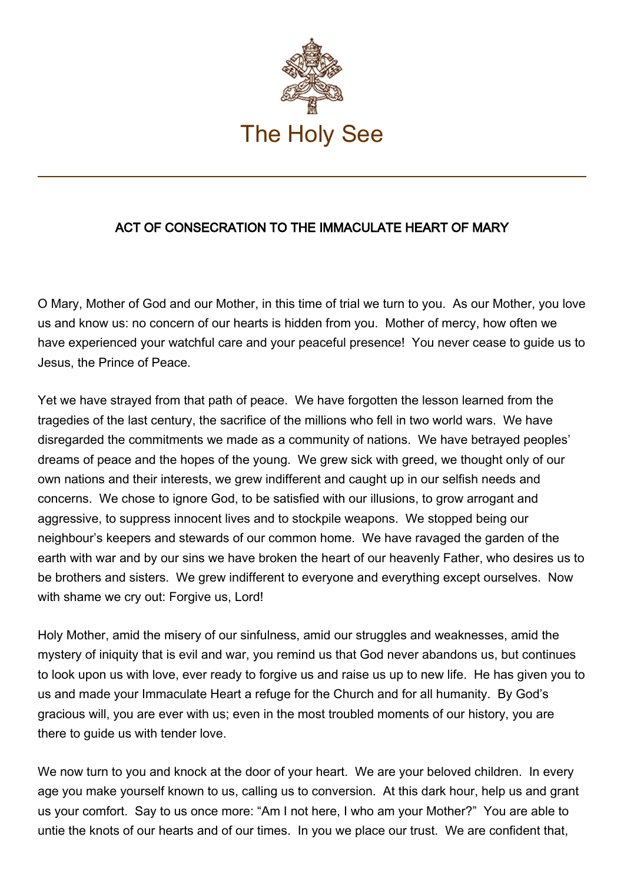The Holy See

# ACT OF CONSECRATION TO THE IMMACULATE HEART OF MARY

O Mary, Mother of God and our Mother, in this time of trial we turn to you. As our Mother, you love us and know us: no concern of our hearts is hidden from you. Mother of mercy, how often we have experienced your watchful care and your peaceful presence! You never cease to guide us to Jesus, the Prince of Peace.

Yet we have strayed from that path of peace. We have forgotten the lesson learned from the tragedies of the last century, the sacrifice of the millions who fell in two world wars. We have disregarded the commitments we made as a community of nations. We have betrayed peoples' dreams of peace and the hopes of the young. We grew sick with greed, we thought only of our own nations and their interests, we grew indifferent and caught up in our selfish needs and concerns. We chose to ignore God, to be satisfied with our illusions, to grow arrogant and aggressive, to suppress innocent lives and to stockpile weapons. We stopped being our neighbour's keepers and stewards of our common home. We have ravaged the garden of the earth with war and by our sins we have broken the heart of our heavenly Father, who desires us to be brothers and sisters. We grew indifferent to everyone and everything except ourselves. Now with shame we cry out: Forgive us, Lord!

Holy Mother, amid the misery of our sinfulness, amid our struggles and weaknesses, amid the mystery of iniquity that is evil and war, you remind us that God never abandons us, but continues to look upon us with love, ever ready to forgive us and raise us up to new life. He has given you to us and made your Immaculate Heart a refuge for the Church and for all humanity. By God's gracious will, you are ever with us; even in the most troubled moments of our history, you are there to guide us with tender love.

We now turn to you and knock at the door of your heart. We are your beloved children. In every age you make yourself known to us, calling us to conversion. At this dark hour, help us and grant us your comfort. Say to us once more: "Am I not here, I who am your Mother?" You are able to untie the knots of our hearts and of our times. In you we place our trust. We are confident that,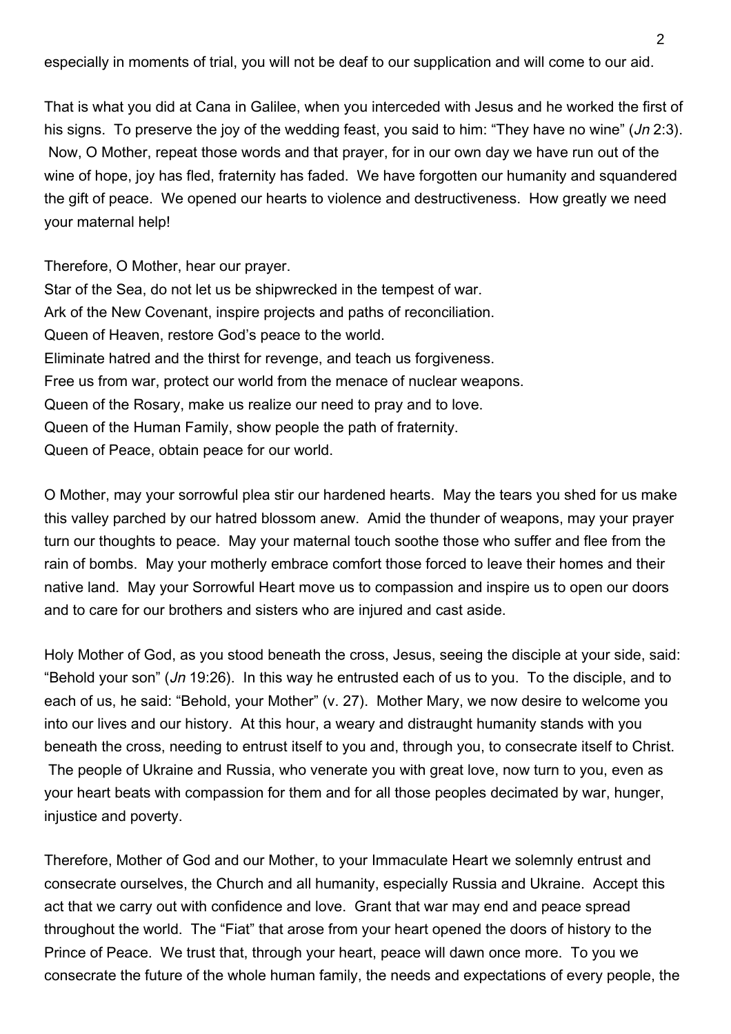especially in moments of trial, you will not be deaf to our supplication and will come to our aid.

That is what you did at Cana in Galilee, when you interceded with Jesus and he worked the first of his signs. To preserve the joy of the wedding feast, you said to him: "They have no wine" (*Jn* 2:3). Now, O Mother, repeat those words and that prayer, for in our own day we have run out of the wine of hope, joy has fled, fraternity has faded. We have forgotten our humanity and squandered the gift of peace. We opened our hearts to violence and destructiveness. How greatly we need your maternal help!

Therefore, O Mother, hear our prayer.
Star of the Sea, do not let us be shipwrecked in the tempest of war.
Ark of the New Covenant, inspire projects and paths of reconciliation.
Queen of Heaven, restore God's peace to the world.
Eliminate hatred and the thirst for revenge, and teach us forgiveness.
Free us from war, protect our world from the menace of nuclear weapons.
Queen of the Rosary, make us realize our need to pray and to love.
Queen of the Human Family, show people the path of fraternity.
Queen of Peace, obtain peace for our world.

O Mother, may your sorrowful plea stir our hardened hearts. May the tears you shed for us make this valley parched by our hatred blossom anew. Amid the thunder of weapons, may your prayer turn our thoughts to peace. May your maternal touch soothe those who suffer and flee from the rain of bombs. May your motherly embrace comfort those forced to leave their homes and their native land. May your Sorrowful Heart move us to compassion and inspire us to open our doors and to care for our brothers and sisters who are injured and cast aside.

Holy Mother of God, as you stood beneath the cross, Jesus, seeing the disciple at your side, said: "Behold your son" (*Jn* 19:26). In this way he entrusted each of us to you. To the disciple, and to each of us, he said: "Behold, your Mother" (v. 27). Mother Mary, we now desire to welcome you into our lives and our history. At this hour, a weary and distraught humanity stands with you beneath the cross, needing to entrust itself to you and, through you, to consecrate itself to Christ. The people of Ukraine and Russia, who venerate you with great love, now turn to you, even as your heart beats with compassion for them and for all those peoples decimated by war, hunger, injustice and poverty.

Therefore, Mother of God and our Mother, to your Immaculate Heart we solemnly entrust and consecrate ourselves, the Church and all humanity, especially Russia and Ukraine. Accept this act that we carry out with confidence and love. Grant that war may end and peace spread throughout the world. The "Fiat" that arose from your heart opened the doors of history to the Prince of Peace. We trust that, through your heart, peace will dawn once more. To you we consecrate the future of the whole human family, the needs and expectations of every people, the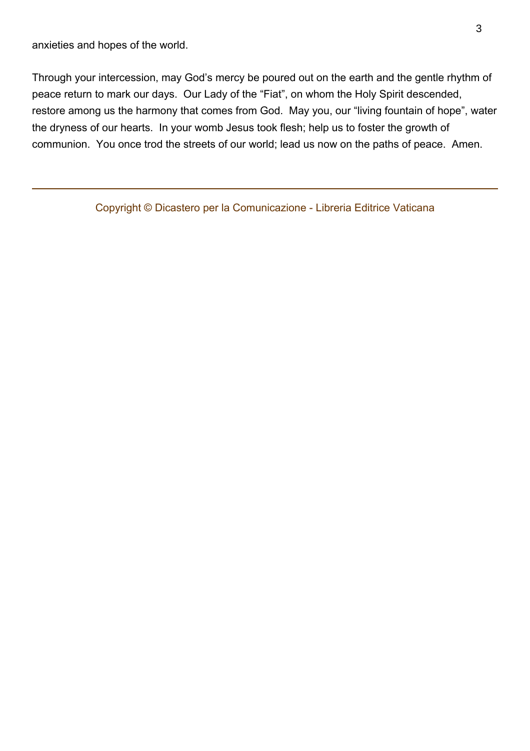anxieties and hopes of the world.

Through your intercession, may God's mercy be poured out on the earth and the gentle rhythm of peace return to mark our days.  Our Lady of the "Fiat", on whom the Holy Spirit descended, restore among us the harmony that comes from God.  May you, our "living fountain of hope", water the dryness of our hearts.  In your womb Jesus took flesh; help us to foster the growth of communion.  You once trod the streets of our world; lead us now on the paths of peace.  Amen.

---

Copyright © Dicastero per la Comunicazione - Libreria Editrice Vaticana